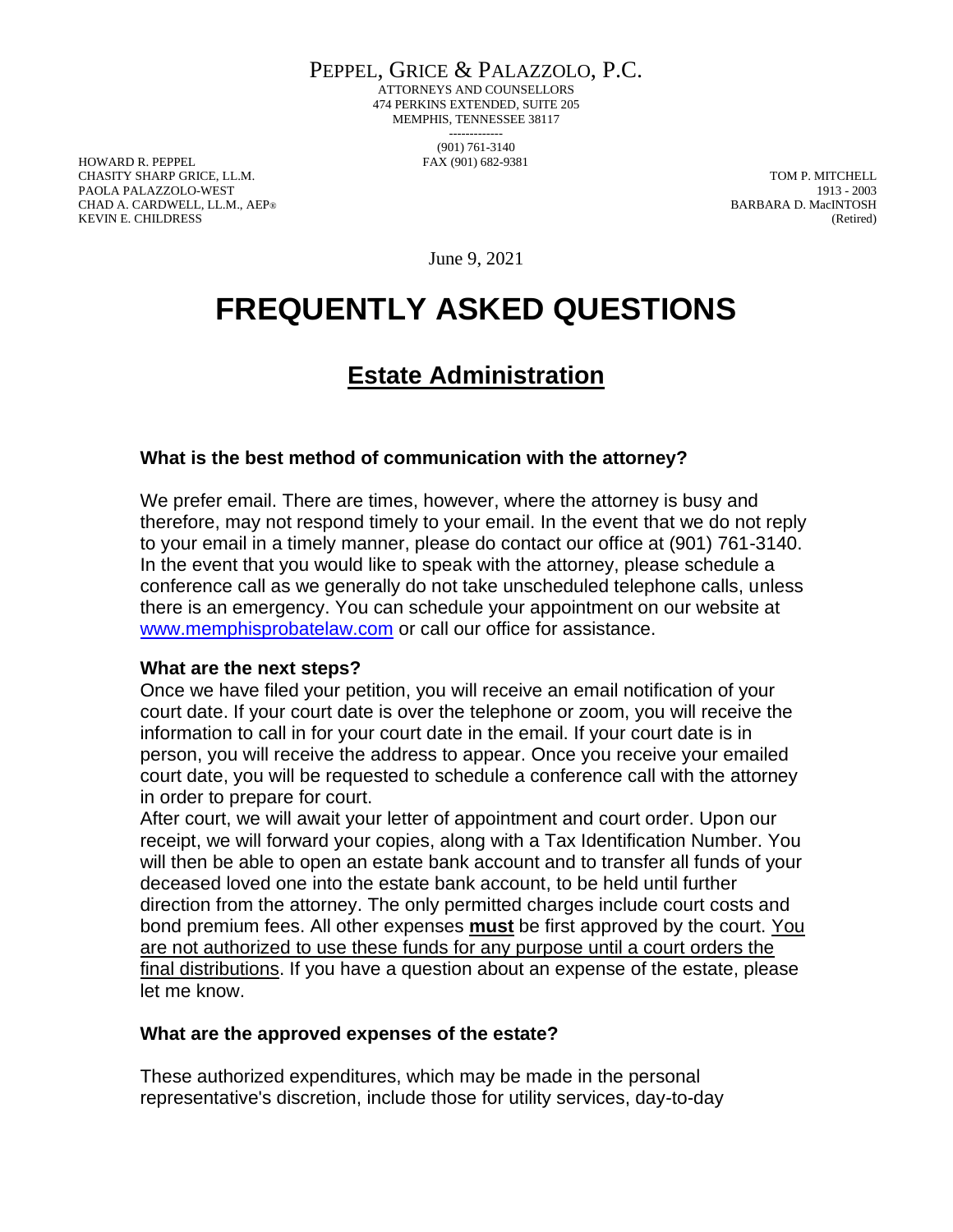PEPPEL, GRICE & PALAZZOLO, P.C.

ATTORNEYS AND COUNSELLORS
474 PERKINS EXTENDED, SUITE 205
MEMPHIS, TENNESSEE 38117

-------------

(901) 761-3140
FAX (901) 682-9381

HOWARD R. PEPPEL
CHASITY SHARP GRICE, LL.M.
PAOLA PALAZZOLO-WEST
CHAD A. CARDWELL, LL.M., AEP®
KEVIN E. CHILDRESS

TOM P. MITCHELL
1913 - 2003
BARBARA D. MacINTOSH
(Retired)

June 9, 2021

# FREQUENTLY ASKED QUESTIONS

## Estate Administration

### What is the best method of communication with the attorney?

We prefer email. There are times, however, where the attorney is busy and therefore, may not respond timely to your email. In the event that we do not reply to your email in a timely manner, please do contact our office at (901) 761-3140. In the event that you would like to speak with the attorney, please schedule a conference call as we generally do not take unscheduled telephone calls, unless there is an emergency. You can schedule your appointment on our website at [www.memphisprobatelaw.com](www.memphisprobatelaw.com) or call our office for assistance.

### What are the next steps?

Once we have filed your petition, you will receive an email notification of your court date. If your court date is over the telephone or zoom, you will receive the information to call in for your court date in the email. If your court date is in person, you will receive the address to appear. Once you receive your emailed court date, you will be requested to schedule a conference call with the attorney in order to prepare for court.

After court, we will await your letter of appointment and court order. Upon our receipt, we will forward your copies, along with a Tax Identification Number. You will then be able to open an estate bank account and to transfer all funds of your deceased loved one into the estate bank account, to be held until further direction from the attorney. The only permitted charges include court costs and bond premium fees. All other expenses **must** be first approved by the court. You are not authorized to use these funds for any purpose until a court orders the final distributions. If you have a question about an expense of the estate, please let me know.

### What are the approved expenses of the estate?

These authorized expenditures, which may be made in the personal representative's discretion, include those for utility services, day-to-day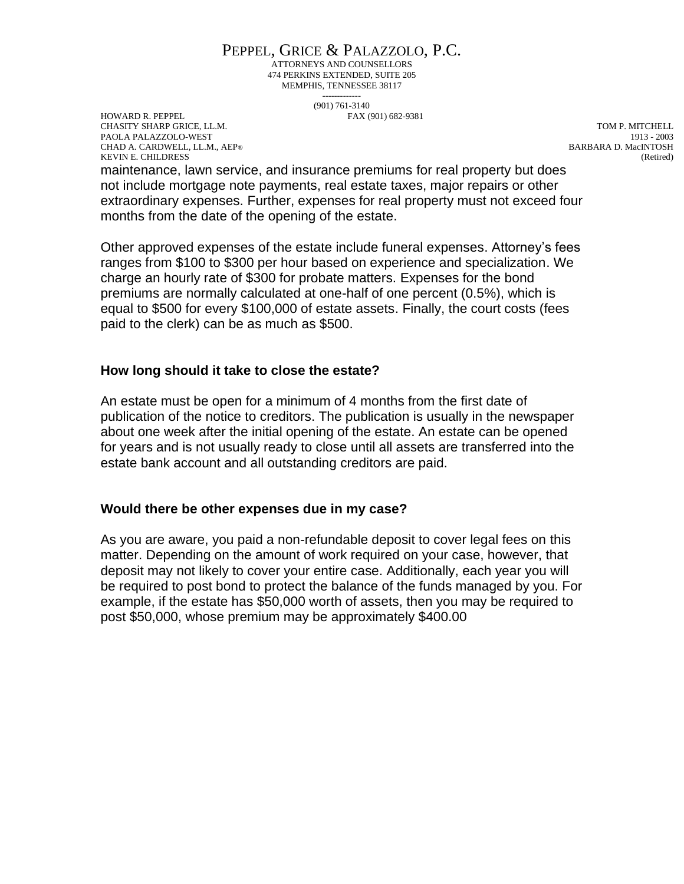maintenance, lawn service, and insurance premiums for real property but does not include mortgage note payments, real estate taxes, major repairs or other extraordinary expenses. Further, expenses for real property must not exceed four months from the date of the opening of the estate.

Other approved expenses of the estate include funeral expenses. Attorney's fees ranges from $100 to $300 per hour based on experience and specialization. We charge an hourly rate of $300 for probate matters. Expenses for the bond premiums are normally calculated at one-half of one percent (0.5%), which is equal to $500 for every $100,000 of estate assets. Finally, the court costs (fees paid to the clerk) can be as much as $500.

**How long should it take to close the estate?**

An estate must be open for a minimum of 4 months from the first date of publication of the notice to creditors. The publication is usually in the newspaper about one week after the initial opening of the estate. An estate can be opened for years and is not usually ready to close until all assets are transferred into the estate bank account and all outstanding creditors are paid.

**Would there be other expenses due in my case?**

As you are aware, you paid a non-refundable deposit to cover legal fees on this matter. Depending on the amount of work required on your case, however, that deposit may not likely to cover your entire case. Additionally, each year you will be required to post bond to protect the balance of the funds managed by you. For example, if the estate has $50,000 worth of assets, then you may be required to post $50,000, whose premium may be approximately $400.00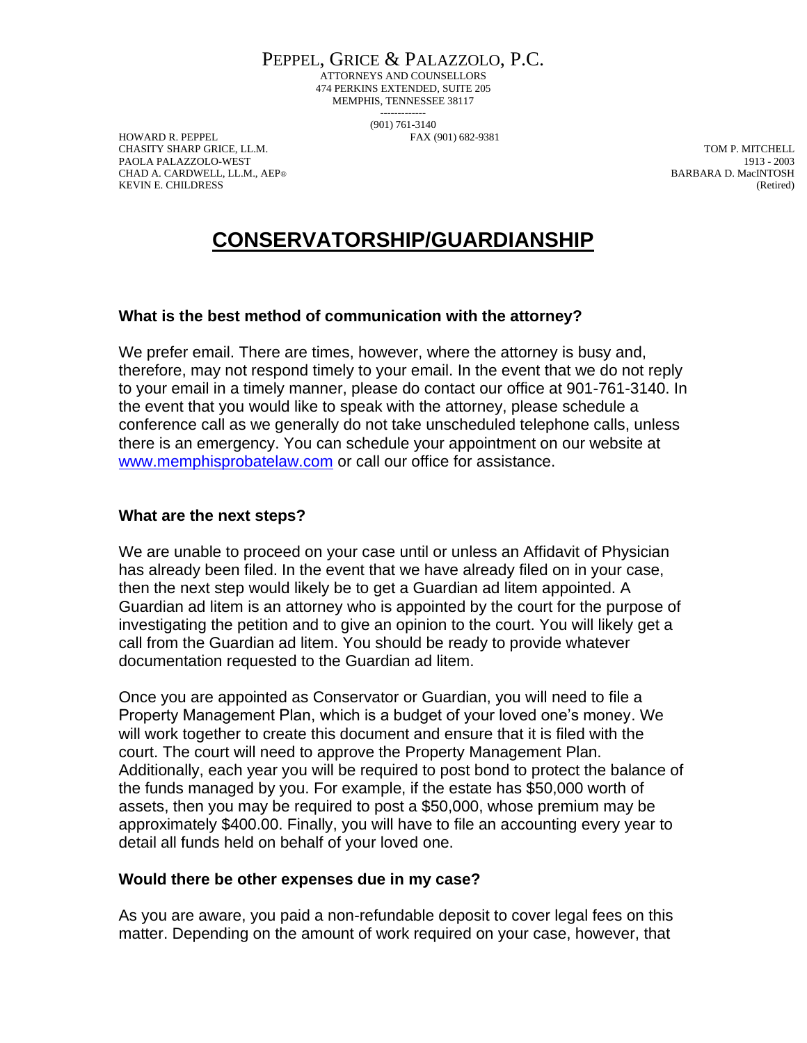PEPPEL, GRICE & PALAZZOLO, P.C.
ATTORNEYS AND COUNSELLORS
474 PERKINS EXTENDED, SUITE 205
MEMPHIS, TENNESSEE 38117
-------------
(901) 761-3140
FAX (901) 682-9381

HOWARD R. PEPPEL
CHASITY SHARP GRICE, LL.M.
PAOLA PALAZZOLO-WEST
CHAD A. CARDWELL, LL.M., AEP®
KEVIN E. CHILDRESS

TOM P. MITCHELL
1913 - 2003
BARBARA D. MacINTOSH
(Retired)

# CONSERVATORSHIP/GUARDIANSHIP

### What is the best method of communication with the attorney?

We prefer email. There are times, however, where the attorney is busy and, therefore, may not respond timely to your email. In the event that we do not reply to your email in a timely manner, please do contact our office at 901-761-3140. In the event that you would like to speak with the attorney, please schedule a conference call as we generally do not take unscheduled telephone calls, unless there is an emergency. You can schedule your appointment on our website at www.memphisprobatelaw.com or call our office for assistance.

### What are the next steps?

We are unable to proceed on your case until or unless an Affidavit of Physician has already been filed. In the event that we have already filed on in your case, then the next step would likely be to get a Guardian ad litem appointed. A Guardian ad litem is an attorney who is appointed by the court for the purpose of investigating the petition and to give an opinion to the court. You will likely get a call from the Guardian ad litem. You should be ready to provide whatever documentation requested to the Guardian ad litem.

Once you are appointed as Conservator or Guardian, you will need to file a Property Management Plan, which is a budget of your loved one's money. We will work together to create this document and ensure that it is filed with the court. The court will need to approve the Property Management Plan. Additionally, each year you will be required to post bond to protect the balance of the funds managed by you. For example, if the estate has $50,000 worth of assets, then you may be required to post a $50,000, whose premium may be approximately $400.00. Finally, you will have to file an accounting every year to detail all funds held on behalf of your loved one.

### Would there be other expenses due in my case?

As you are aware, you paid a non-refundable deposit to cover legal fees on this matter. Depending on the amount of work required on your case, however, that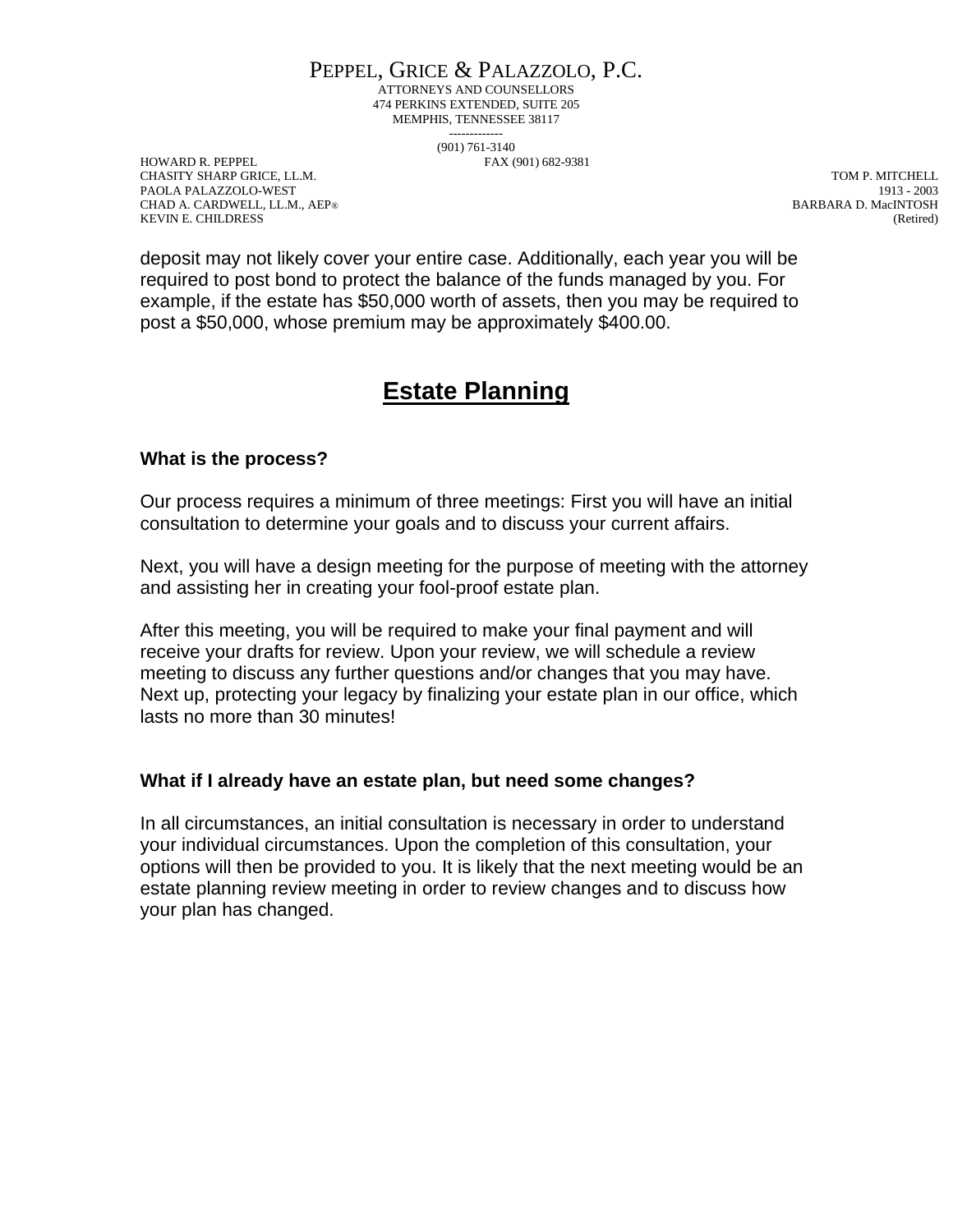deposit may not likely cover your entire case. Additionally, each year you will be required to post bond to protect the balance of the funds managed by you. For example, if the estate has $50,000 worth of assets, then you may be required to post a $50,000, whose premium may be approximately $400.00.

## Estate Planning

**What is the process?**

Our process requires a minimum of three meetings: First you will have an initial consultation to determine your goals and to discuss your current affairs.

Next, you will have a design meeting for the purpose of meeting with the attorney and assisting her in creating your fool-proof estate plan.

After this meeting, you will be required to make your final payment and will receive your drafts for review. Upon your review, we will schedule a review meeting to discuss any further questions and/or changes that you may have. Next up, protecting your legacy by finalizing your estate plan in our office, which lasts no more than 30 minutes!

**What if I already have an estate plan, but need some changes?**

In all circumstances, an initial consultation is necessary in order to understand your individual circumstances. Upon the completion of this consultation, your options will then be provided to you. It is likely that the next meeting would be an estate planning review meeting in order to review changes and to discuss how your plan has changed.